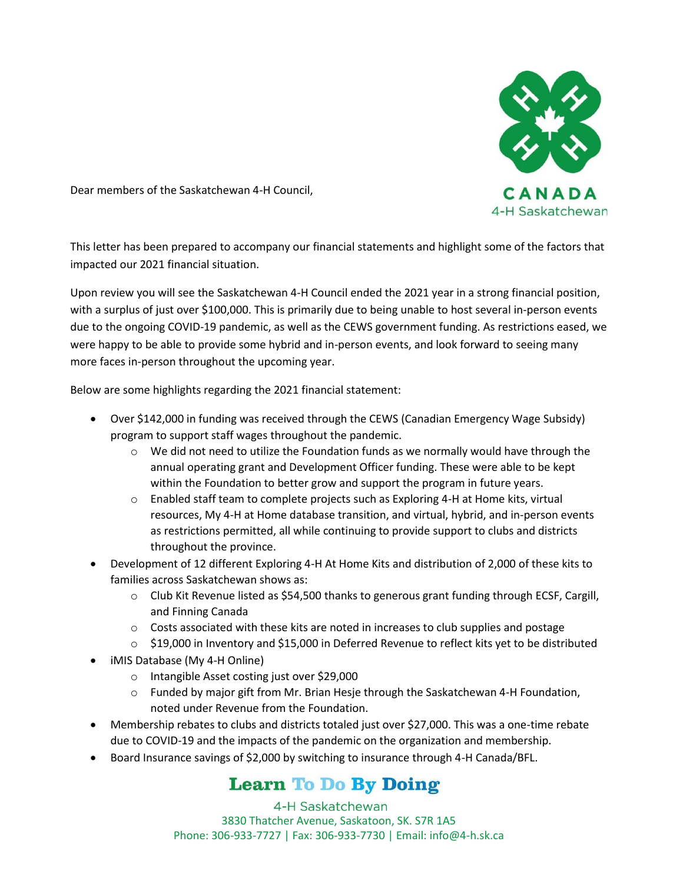Dear members of the Saskatchewan 4-H Council,

This letter has been prepared to accompany our financial statements and highlight some of the factors that impacted our 2021 financial situation.

Upon review you will see the Saskatchewan 4-H Council ended the 2021 year in a strong financial position, with a surplus of just over $100,000. This is primarily due to being unable to host several in-person events due to the ongoing COVID-19 pandemic, as well as the CEWS government funding. As restrictions eased, we were happy to be able to provide some hybrid and in-person events, and look forward to seeing many more faces in-person throughout the upcoming year.

Below are some highlights regarding the 2021 financial statement:

- Over $142,000 in funding was received through the CEWS (Canadian Emergency Wage Subsidy) program to support staff wages throughout the pandemic.
  - We did not need to utilize the Foundation funds as we normally would have through the annual operating grant and Development Officer funding. These were able to be kept within the Foundation to better grow and support the program in future years.
  - Enabled staff team to complete projects such as Exploring 4-H at Home kits, virtual resources, My 4-H at Home database transition, and virtual, hybrid, and in-person events as restrictions permitted, all while continuing to provide support to clubs and districts throughout the province.
- Development of 12 different Exploring 4-H At Home Kits and distribution of 2,000 of these kits to families across Saskatchewan shows as:
  - Club Kit Revenue listed as $54,500 thanks to generous grant funding through ECSF, Cargill, and Finning Canada
  - Costs associated with these kits are noted in increases to club supplies and postage
  - $19,000 in Inventory and $15,000 in Deferred Revenue to reflect kits yet to be distributed
- iMIS Database (My 4-H Online)
  - Intangible Asset costing just over $29,000
  - Funded by major gift from Mr. Brian Hesje through the Saskatchewan 4-H Foundation, noted under Revenue from the Foundation.
- Membership rebates to clubs and districts totaled just over $27,000. This was a one-time rebate due to COVID-19 and the impacts of the pandemic on the organization and membership.
- Board Insurance savings of $2,000 by switching to insurance through 4-H Canada/BFL.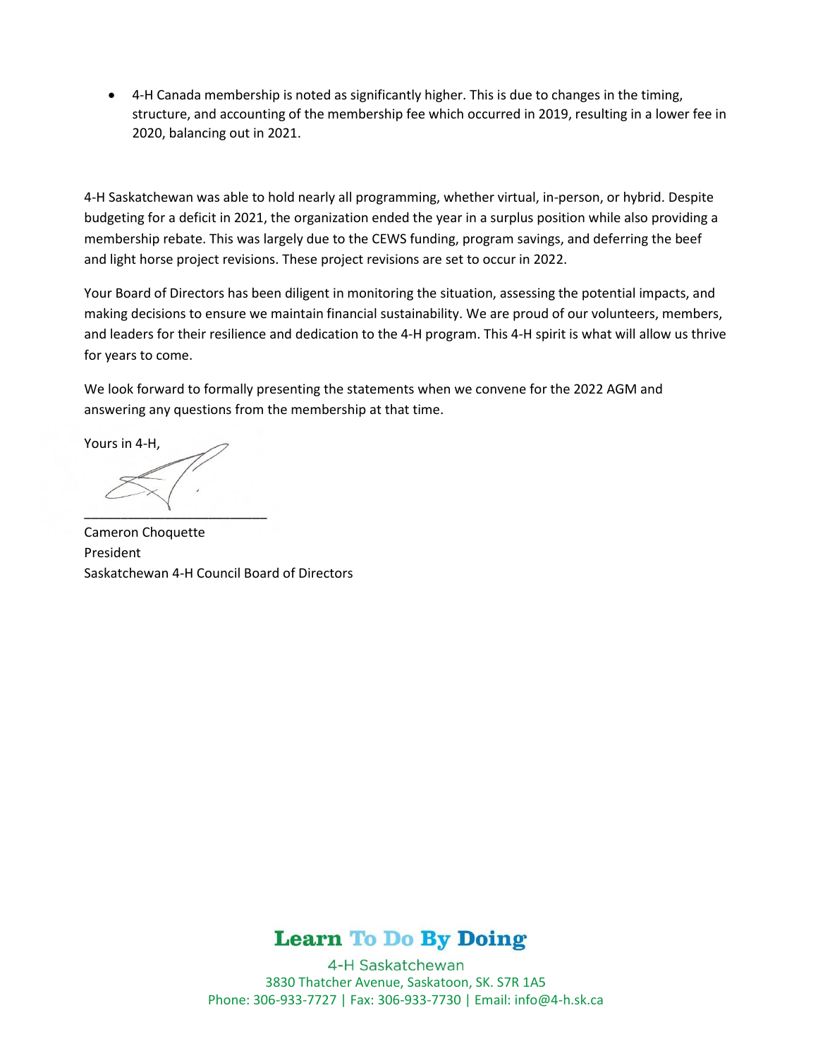- 4-H Canada membership is noted as significantly higher. This is due to changes in the timing, structure, and accounting of the membership fee which occurred in 2019, resulting in a lower fee in 2020, balancing out in 2021.

4-H Saskatchewan was able to hold nearly all programming, whether virtual, in-person, or hybrid. Despite budgeting for a deficit in 2021, the organization ended the year in a surplus position while also providing a membership rebate. This was largely due to the CEWS funding, program savings, and deferring the beef and light horse project revisions. These project revisions are set to occur in 2022.

Your Board of Directors has been diligent in monitoring the situation, assessing the potential impacts, and making decisions to ensure we maintain financial sustainability. We are proud of our volunteers, members, and leaders for their resilience and dedication to the 4-H program. This 4-H spirit is what will allow us thrive for years to come.

We look forward to formally presenting the statements when we convene for the 2022 AGM and answering any questions from the membership at that time.

Yours in 4-H,

Cameron Choquette
President
Saskatchewan 4-H Council Board of Directors

**Learn To Do By Doing**

4-H Saskatchewan
3830 Thatcher Avenue, Saskatoon, SK. S7R 1A5
Phone: 306-933-7727 | Fax: 306-933-7730 | Email: info@4-h.sk.ca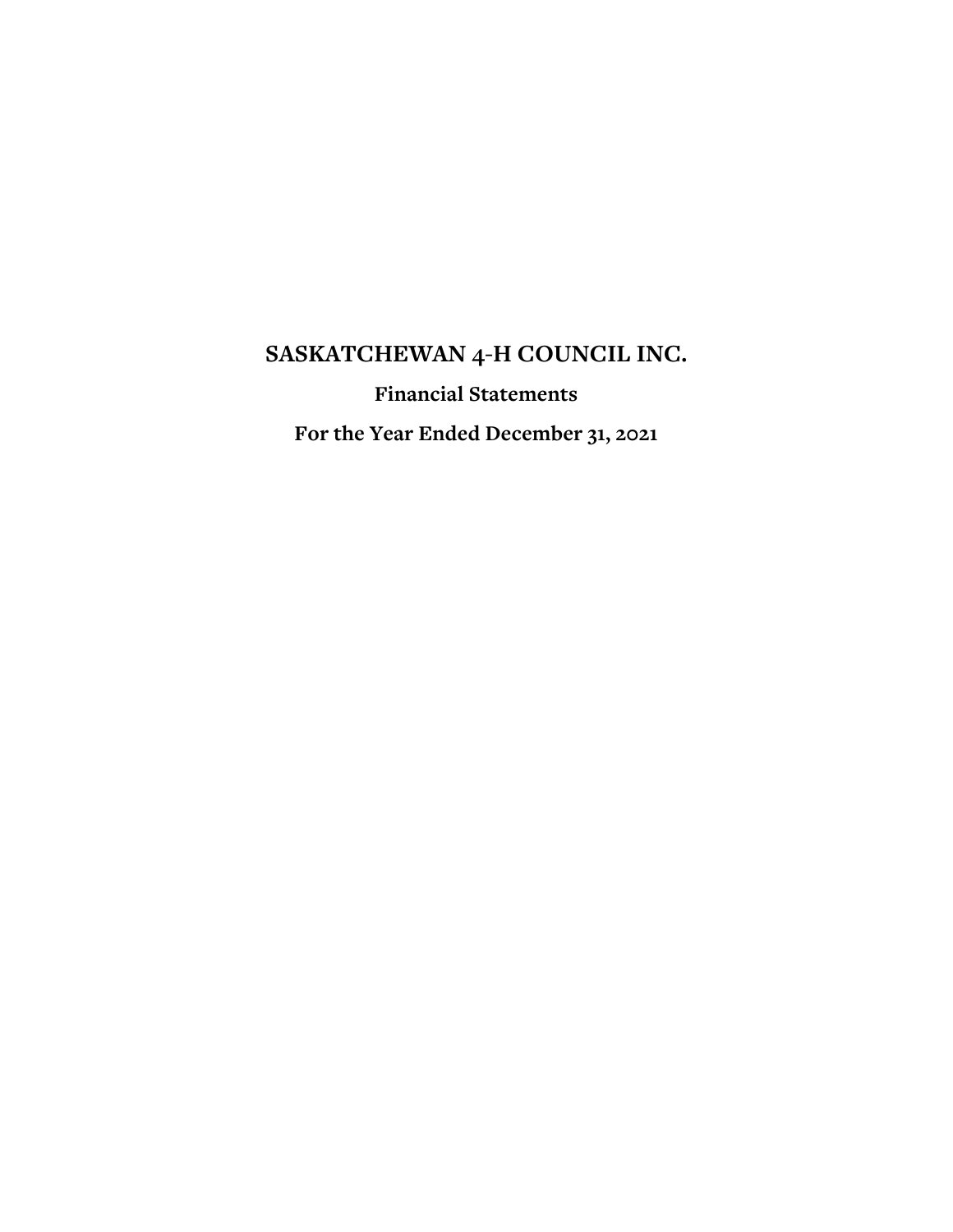# SASKATCHEWAN 4-H COUNCIL INC.

## Financial Statements

## For the Year Ended December 31, 2021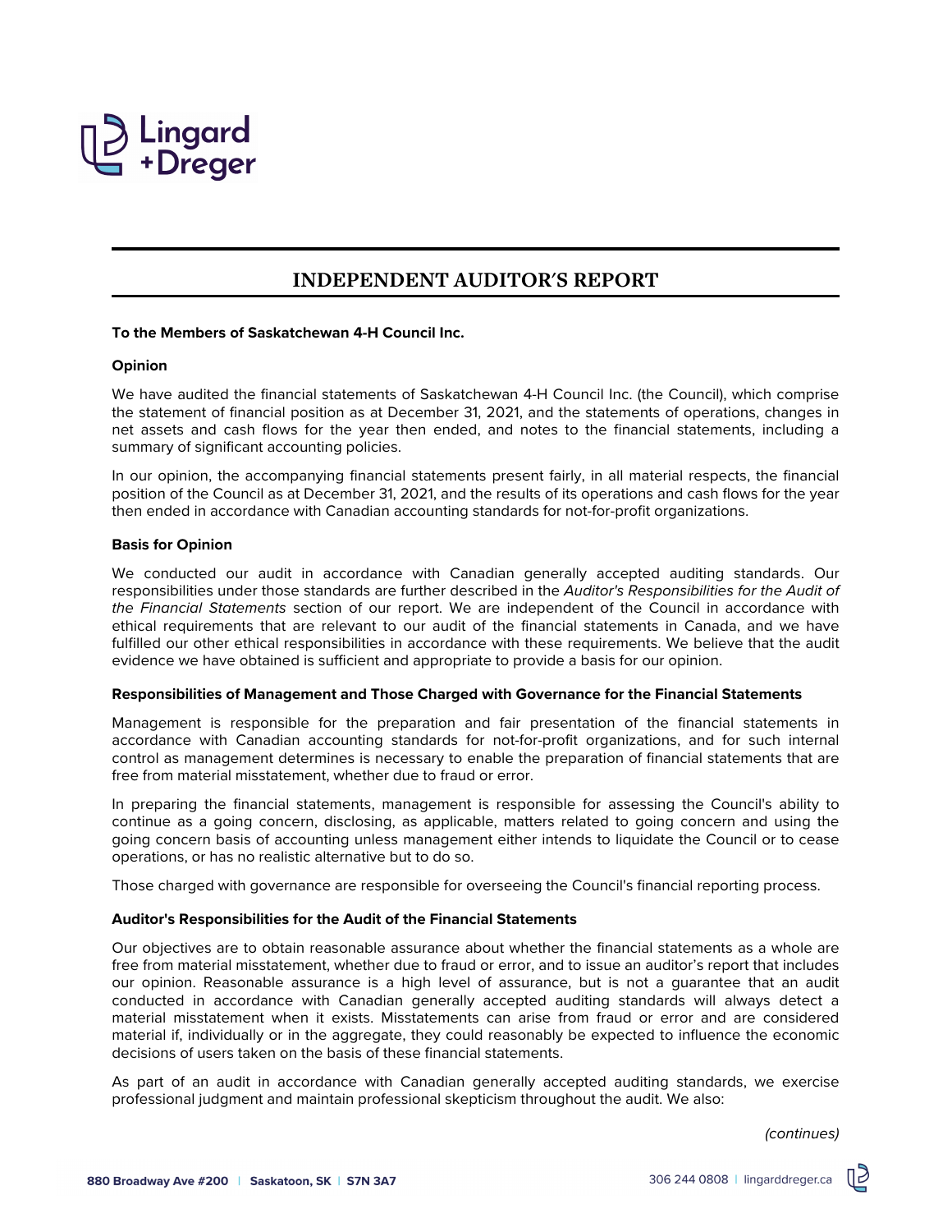# INDEPENDENT AUDITOR'S REPORT

**To the Members of Saskatchewan 4-H Council Inc.**

**Opinion**

We have audited the financial statements of Saskatchewan 4-H Council Inc. (the Council), which comprise the statement of financial position as at December 31, 2021, and the statements of operations, changes in net assets and cash flows for the year then ended, and notes to the financial statements, including a summary of significant accounting policies.

In our opinion, the accompanying financial statements present fairly, in all material respects, the financial position of the Council as at December 31, 2021, and the results of its operations and cash flows for the year then ended in accordance with Canadian accounting standards for not-for-profit organizations.

**Basis for Opinion**

We conducted our audit in accordance with Canadian generally accepted auditing standards. Our responsibilities under those standards are further described in the *Auditor's Responsibilities for the Audit of the Financial Statements* section of our report. We are independent of the Council in accordance with ethical requirements that are relevant to our audit of the financial statements in Canada, and we have fulfilled our other ethical responsibilities in accordance with these requirements. We believe that the audit evidence we have obtained is sufficient and appropriate to provide a basis for our opinion.

**Responsibilities of Management and Those Charged with Governance for the Financial Statements**

Management is responsible for the preparation and fair presentation of the financial statements in accordance with Canadian accounting standards for not-for-profit organizations, and for such internal control as management determines is necessary to enable the preparation of financial statements that are free from material misstatement, whether due to fraud or error.

In preparing the financial statements, management is responsible for assessing the Council's ability to continue as a going concern, disclosing, as applicable, matters related to going concern and using the going concern basis of accounting unless management either intends to liquidate the Council or to cease operations, or has no realistic alternative but to do so.

Those charged with governance are responsible for overseeing the Council's financial reporting process.

**Auditor's Responsibilities for the Audit of the Financial Statements**

Our objectives are to obtain reasonable assurance about whether the financial statements as a whole are free from material misstatement, whether due to fraud or error, and to issue an auditor's report that includes our opinion. Reasonable assurance is a high level of assurance, but is not a guarantee that an audit conducted in accordance with Canadian generally accepted auditing standards will always detect a material misstatement when it exists. Misstatements can arise from fraud or error and are considered material if, individually or in the aggregate, they could reasonably be expected to influence the economic decisions of users taken on the basis of these financial statements.

As part of an audit in accordance with Canadian generally accepted auditing standards, we exercise professional judgment and maintain professional skepticism throughout the audit. We also:

*(continues)*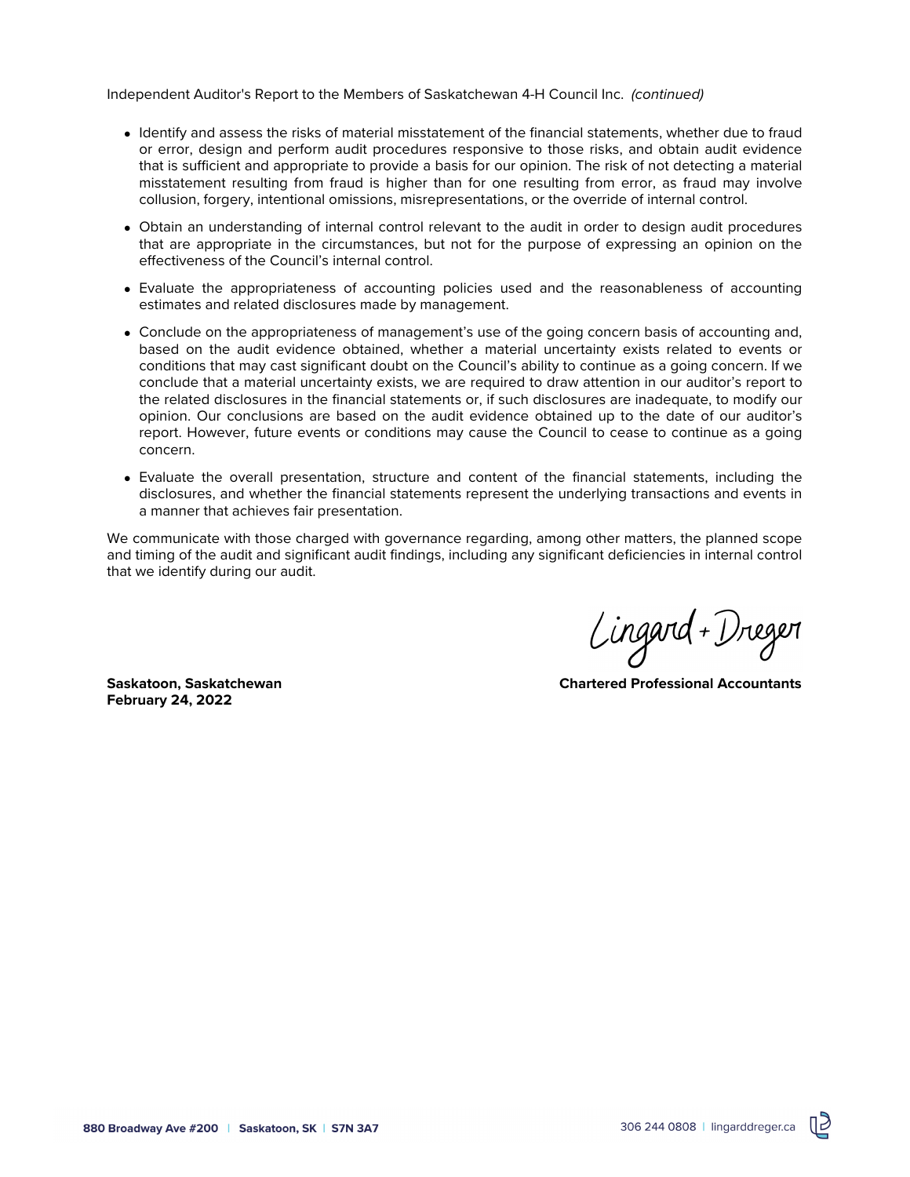Independent Auditor's Report to the Members of Saskatchewan 4-H Council Inc. *(continued)*

- Identify and assess the risks of material misstatement of the financial statements, whether due to fraud or error, design and perform audit procedures responsive to those risks, and obtain audit evidence that is sufficient and appropriate to provide a basis for our opinion. The risk of not detecting a material misstatement resulting from fraud is higher than for one resulting from error, as fraud may involve collusion, forgery, intentional omissions, misrepresentations, or the override of internal control.
- Obtain an understanding of internal control relevant to the audit in order to design audit procedures that are appropriate in the circumstances, but not for the purpose of expressing an opinion on the effectiveness of the Council's internal control.
- Evaluate the appropriateness of accounting policies used and the reasonableness of accounting estimates and related disclosures made by management.
- Conclude on the appropriateness of management's use of the going concern basis of accounting and, based on the audit evidence obtained, whether a material uncertainty exists related to events or conditions that may cast significant doubt on the Council's ability to continue as a going concern. If we conclude that a material uncertainty exists, we are required to draw attention in our auditor's report to the related disclosures in the financial statements or, if such disclosures are inadequate, to modify our opinion. Our conclusions are based on the audit evidence obtained up to the date of our auditor's report. However, future events or conditions may cause the Council to cease to continue as a going concern.
- Evaluate the overall presentation, structure and content of the financial statements, including the disclosures, and whether the financial statements represent the underlying transactions and events in a manner that achieves fair presentation.

We communicate with those charged with governance regarding, among other matters, the planned scope and timing of the audit and significant audit findings, including any significant deficiencies in internal control that we identify during our audit.

Lingard + Dreger

**Saskatoon, Saskatchewan**
**February 24, 2022**

**Chartered Professional Accountants**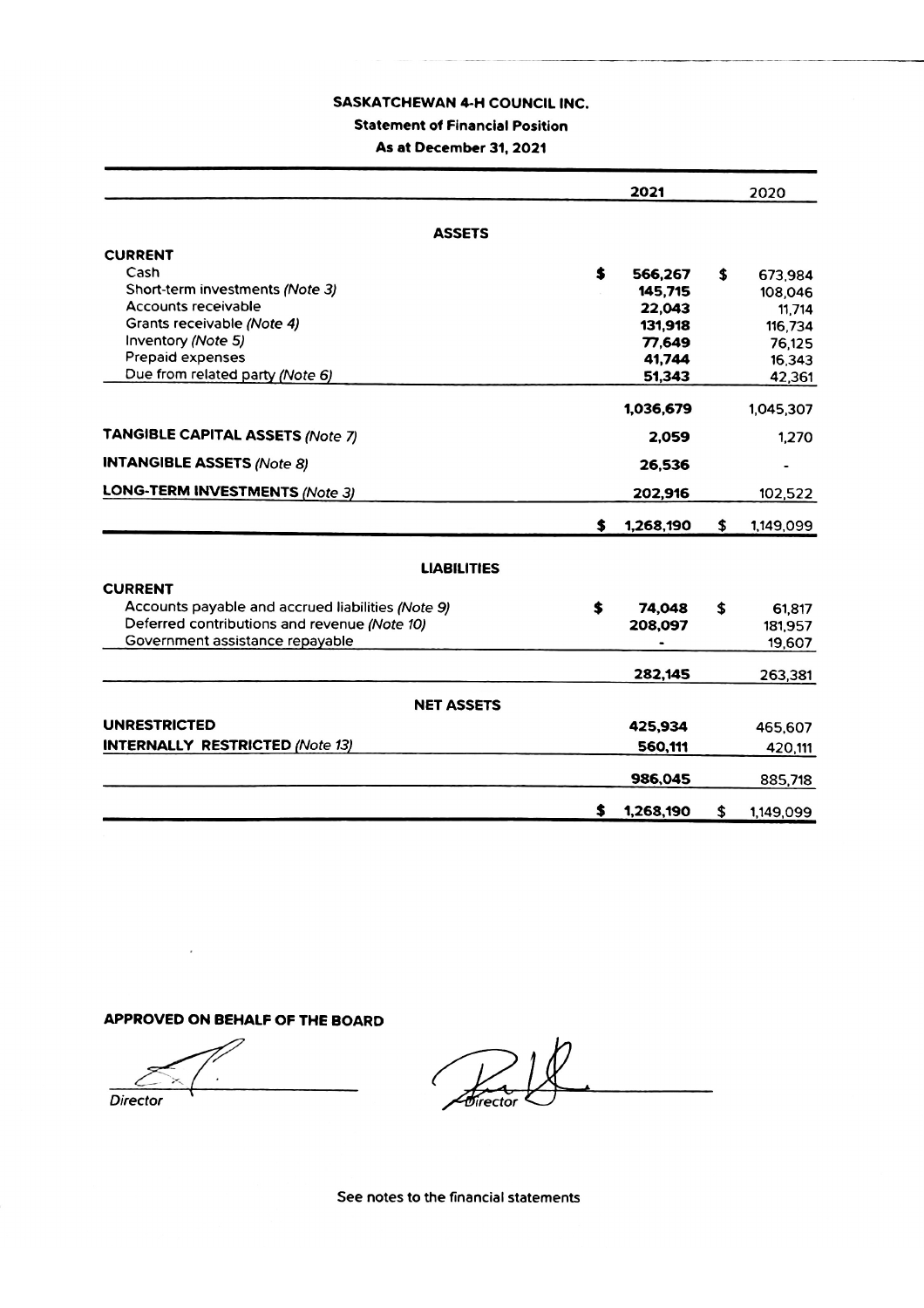# SASKATCHEWAN 4-H COUNCIL INC.

## Statement of Financial Position

### As at December 31, 2021

| | 2021 | 2020 |
|---|---|---|
| **ASSETS** | | |
| **CURRENT** | | |
| Cash | $ 566,267 | $ 673,984 |
| Short-term investments *(Note 3)* | 145,715 | 108,046 |
| Accounts receivable | 22,043 | 11,714 |
| Grants receivable *(Note 4)* | 131,918 | 116,734 |
| Inventory *(Note 5)* | 77,649 | 76,125 |
| Prepaid expenses | 41,744 | 16,343 |
| Due from related party *(Note 6)* | 51,343 | 42,361 |
| | 1,036,679 | 1,045,307 |
| **TANGIBLE CAPITAL ASSETS** *(Note 7)* | 2,059 | 1,270 |
| **INTANGIBLE ASSETS** *(Note 8)* | 26,536 | - |
| **LONG-TERM INVESTMENTS** *(Note 3)* | 202,916 | 102,522 |
| | $ 1,268,190 | $ 1,149,099 |
| **LIABILITIES** | | |
| **CURRENT** | | |
| Accounts payable and accrued liabilities *(Note 9)* | $ 74,048 | $ 61,817 |
| Deferred contributions and revenue *(Note 10)* | 208,097 | 181,957 |
| Government assistance repayable | - | 19,607 |
| | 282,145 | 263,381 |
| **NET ASSETS** | | |
| **UNRESTRICTED** | 425,934 | 465,607 |
| **INTERNALLY RESTRICTED** *(Note 13)* | 560,111 | 420,111 |
| | 986,045 | 885,718 |
| | $ 1,268,190 | $ 1,149,099 |

**APPROVED ON BEHALF OF THE BOARD**

Director

Director

See notes to the financial statements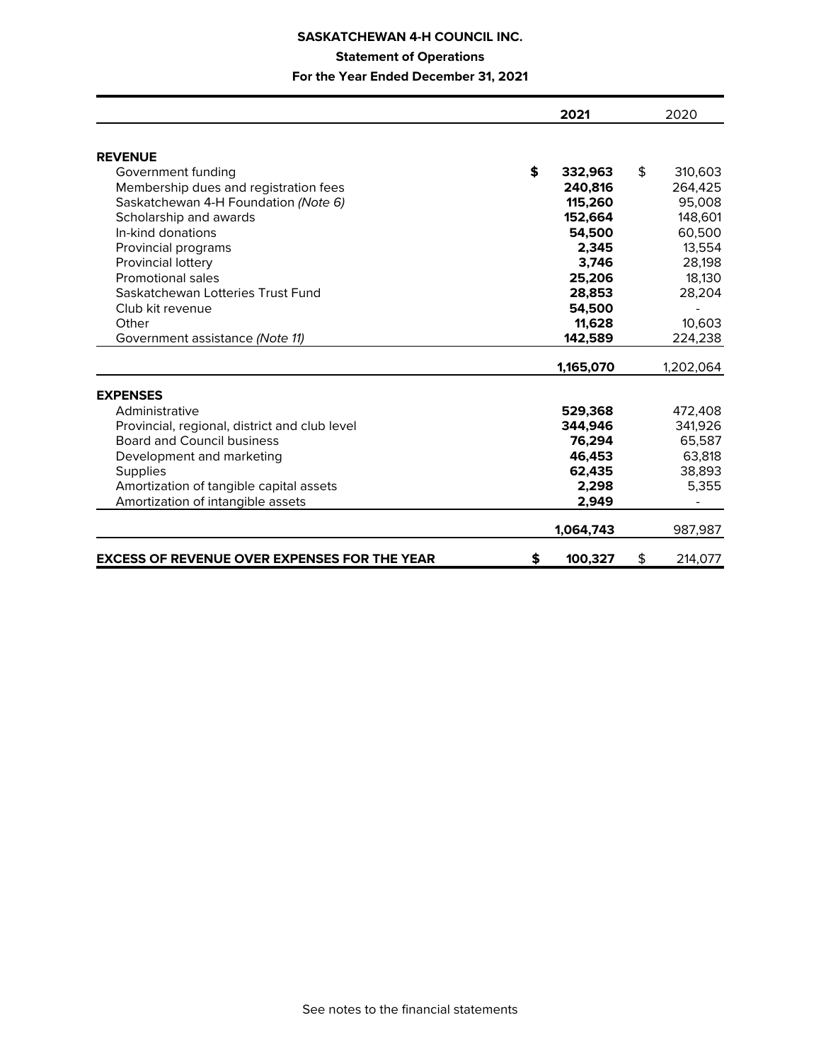**SASKATCHEWAN 4-H COUNCIL INC.**

**Statement of Operations**

**For the Year Ended December 31, 2021**

| | **2021** | 2020 |
|---|---|---|
| **REVENUE** | | |
| Government funding | **$ 332,963** | $ 310,603 |
| Membership dues and registration fees | **240,816** | 264,425 |
| Saskatchewan 4-H Foundation *(Note 6)* | **115,260** | 95,008 |
| Scholarship and awards | **152,664** | 148,601 |
| In-kind donations | **54,500** | 60,500 |
| Provincial programs | **2,345** | 13,554 |
| Provincial lottery | **3,746** | 28,198 |
| Promotional sales | **25,206** | 18,130 |
| Saskatchewan Lotteries Trust Fund | **28,853** | 28,204 |
| Club kit revenue | **54,500** | - |
| Other | **11,628** | 10,603 |
| Government assistance *(Note 11)* | **142,589** | 224,238 |
| | **1,165,070** | 1,202,064 |
| **EXPENSES** | | |
| Administrative | **529,368** | 472,408 |
| Provincial, regional, district and club level | **344,946** | 341,926 |
| Board and Council business | **76,294** | 65,587 |
| Development and marketing | **46,453** | 63,818 |
| Supplies | **62,435** | 38,893 |
| Amortization of tangible capital assets | **2,298** | 5,355 |
| Amortization of intangible assets | **2,949** | - |
| | **1,064,743** | 987,987 |
| **EXCESS OF REVENUE OVER EXPENSES FOR THE YEAR** | **$ 100,327** | $ 214,077 |

See notes to the financial statements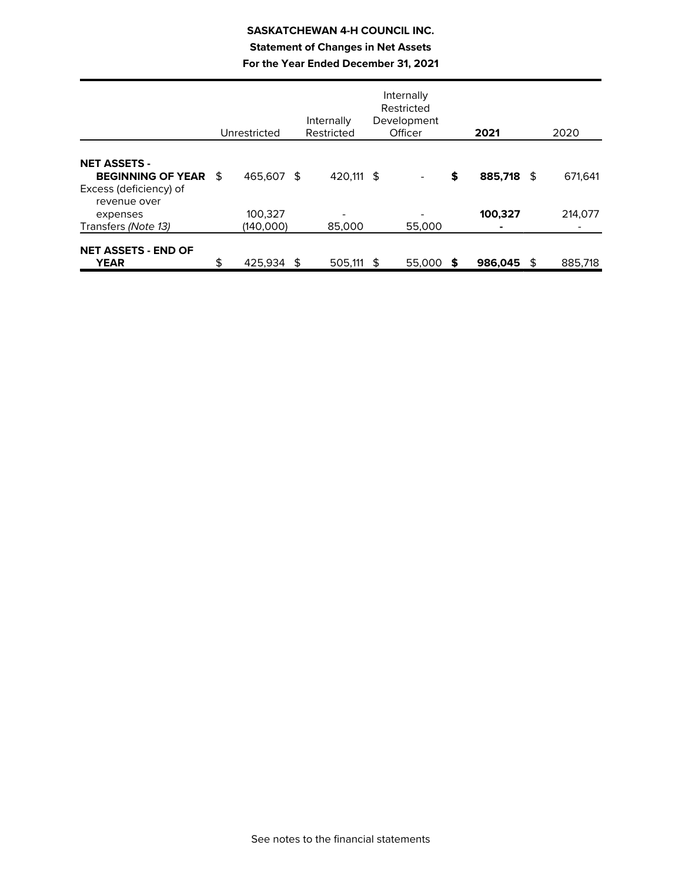# SASKATCHEWAN 4-H COUNCIL INC.

## Statement of Changes in Net Assets

### For the Year Ended December 31, 2021

| | Unrestricted | Internally Restricted | Internally Restricted Development Officer | **2021** | 2020 |
|---|---|---|---|---|---|
| **NET ASSETS - BEGINNING OF YEAR** | $ 465,607 | $ 420,111 | $ - | **$ 885,718** | $ 671,641 |
| Excess (deficiency) of revenue over expenses | 100,327 | - | - | **100,327** | 214,077 |
| Transfers *(Note 13)* | (140,000) | 85,000 | 55,000 | **-** | - |
| **NET ASSETS - END OF YEAR** | $ 425,934 | $ 505,111 | $ 55,000 | **$ 986,045** | $ 885,718 |

See notes to the financial statements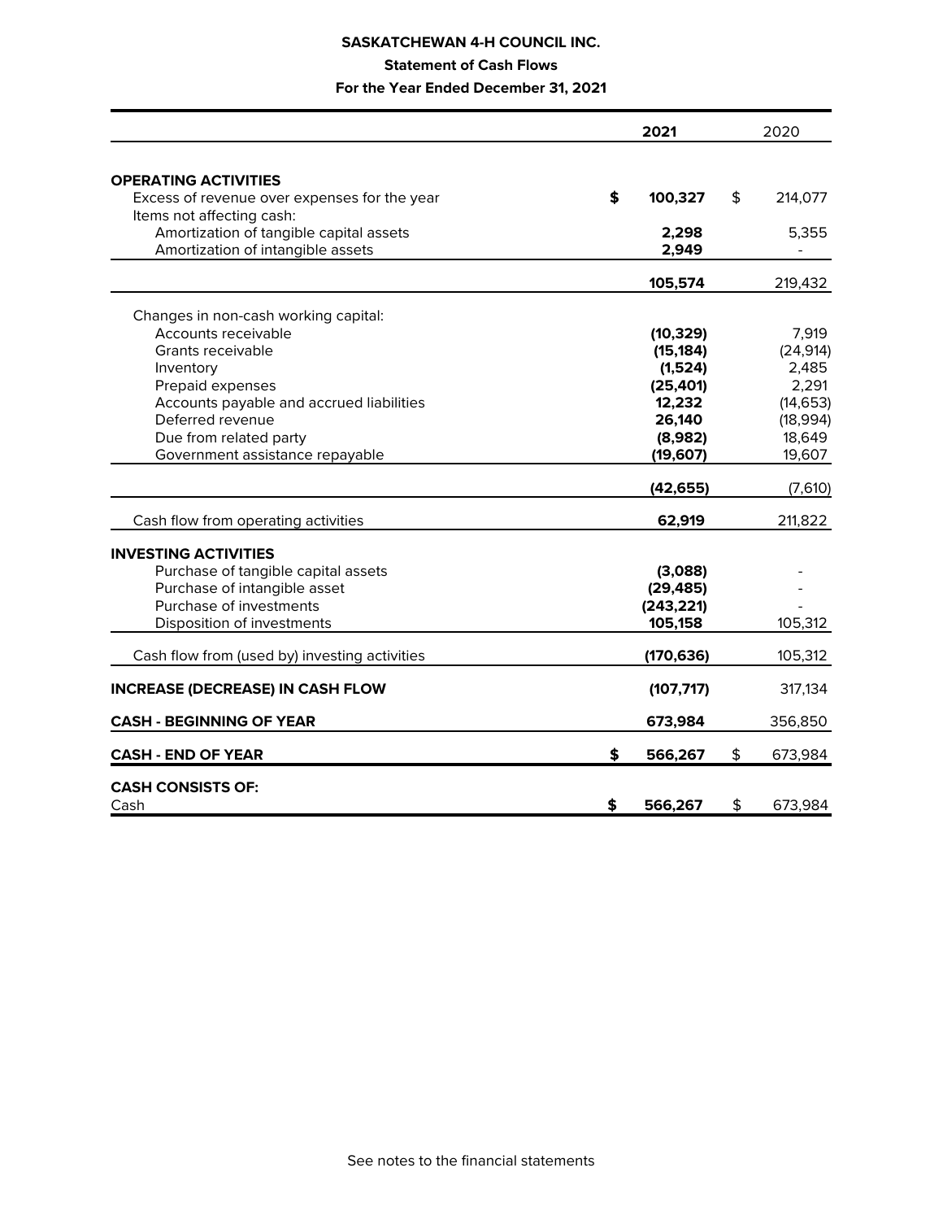**SASKATCHEWAN 4-H COUNCIL INC.**

**Statement of Cash Flows**

**For the Year Ended December 31, 2021**

| | 2021 | 2020 |
|---|---|---|
| **OPERATING ACTIVITIES** | | |
| Excess of revenue over expenses for the year | $ 100,327 | $ 214,077 |
| Items not affecting cash: | | |
| Amortization of tangible capital assets | 2,298 | 5,355 |
| Amortization of intangible assets | 2,949 | - |
| | 105,574 | 219,432 |
| Changes in non-cash working capital: | | |
| Accounts receivable | (10,329) | 7,919 |
| Grants receivable | (15,184) | (24,914) |
| Inventory | (1,524) | 2,485 |
| Prepaid expenses | (25,401) | 2,291 |
| Accounts payable and accrued liabilities | 12,232 | (14,653) |
| Deferred revenue | 26,140 | (18,994) |
| Due from related party | (8,982) | 18,649 |
| Government assistance repayable | (19,607) | 19,607 |
| | (42,655) | (7,610) |
| Cash flow from operating activities | 62,919 | 211,822 |
| **INVESTING ACTIVITIES** | | |
| Purchase of tangible capital assets | (3,088) | - |
| Purchase of intangible asset | (29,485) | - |
| Purchase of investments | (243,221) | - |
| Disposition of investments | 105,158 | 105,312 |
| Cash flow from (used by) investing activities | (170,636) | 105,312 |
| **INCREASE (DECREASE) IN CASH FLOW** | (107,717) | 317,134 |
| **CASH - BEGINNING OF YEAR** | 673,984 | 356,850 |
| **CASH - END OF YEAR** | $ 566,267 | $ 673,984 |
| **CASH CONSISTS OF:** | | |
| Cash | $ 566,267 | $ 673,984 |

See notes to the financial statements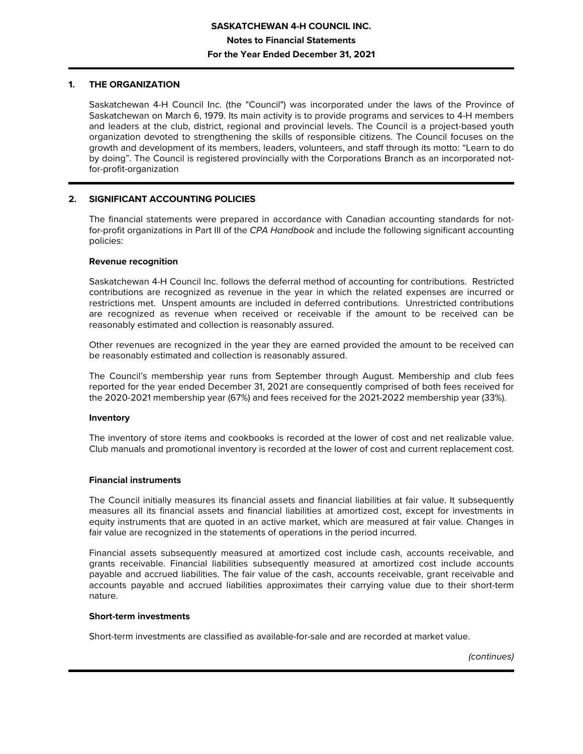**SASKATCHEWAN 4-H COUNCIL INC.**

**Notes to Financial Statements**

**For the Year Ended December 31, 2021**

## 1. THE ORGANIZATION

Saskatchewan 4-H Council Inc. (the "Council") was incorporated under the laws of the Province of Saskatchewan on March 6, 1979. Its main activity is to provide programs and services to 4-H members and leaders at the club, district, regional and provincial levels. The Council is a project-based youth organization devoted to strengthening the skills of responsible citizens. The Council focuses on the growth and development of its members, leaders, volunteers, and staff through its motto: "Learn to do by doing". The Council is registered provincially with the Corporations Branch as an incorporated not-for-profit-organization

## 2. SIGNIFICANT ACCOUNTING POLICIES

The financial statements were prepared in accordance with Canadian accounting standards for not-for-profit organizations in Part III of the *CPA Handbook* and include the following significant accounting policies:

### Revenue recognition

Saskatchewan 4-H Council Inc. follows the deferral method of accounting for contributions. Restricted contributions are recognized as revenue in the year in which the related expenses are incurred or restrictions met. Unspent amounts are included in deferred contributions. Unrestricted contributions are recognized as revenue when received or receivable if the amount to be received can be reasonably estimated and collection is reasonably assured.

Other revenues are recognized in the year they are earned provided the amount to be received can be reasonably estimated and collection is reasonably assured.

The Council's membership year runs from September through August. Membership and club fees reported for the year ended December 31, 2021 are consequently comprised of both fees received for the 2020-2021 membership year (67%) and fees received for the 2021-2022 membership year (33%).

### Inventory

The inventory of store items and cookbooks is recorded at the lower of cost and net realizable value. Club manuals and promotional inventory is recorded at the lower of cost and current replacement cost.

### Financial instruments

The Council initially measures its financial assets and financial liabilities at fair value. It subsequently measures all its financial assets and financial liabilities at amortized cost, except for investments in equity instruments that are quoted in an active market, which are measured at fair value. Changes in fair value are recognized in the statements of operations in the period incurred.

Financial assets subsequently measured at amortized cost include cash, accounts receivable, and grants receivable. Financial liabilities subsequently measured at amortized cost include accounts payable and accrued liabilities. The fair value of the cash, accounts receivable, grant receivable and accounts payable and accrued liabilities approximates their carrying value due to their short-term nature.

### Short-term investments

Short-term investments are classified as available-for-sale and are recorded at market value.

*(continues)*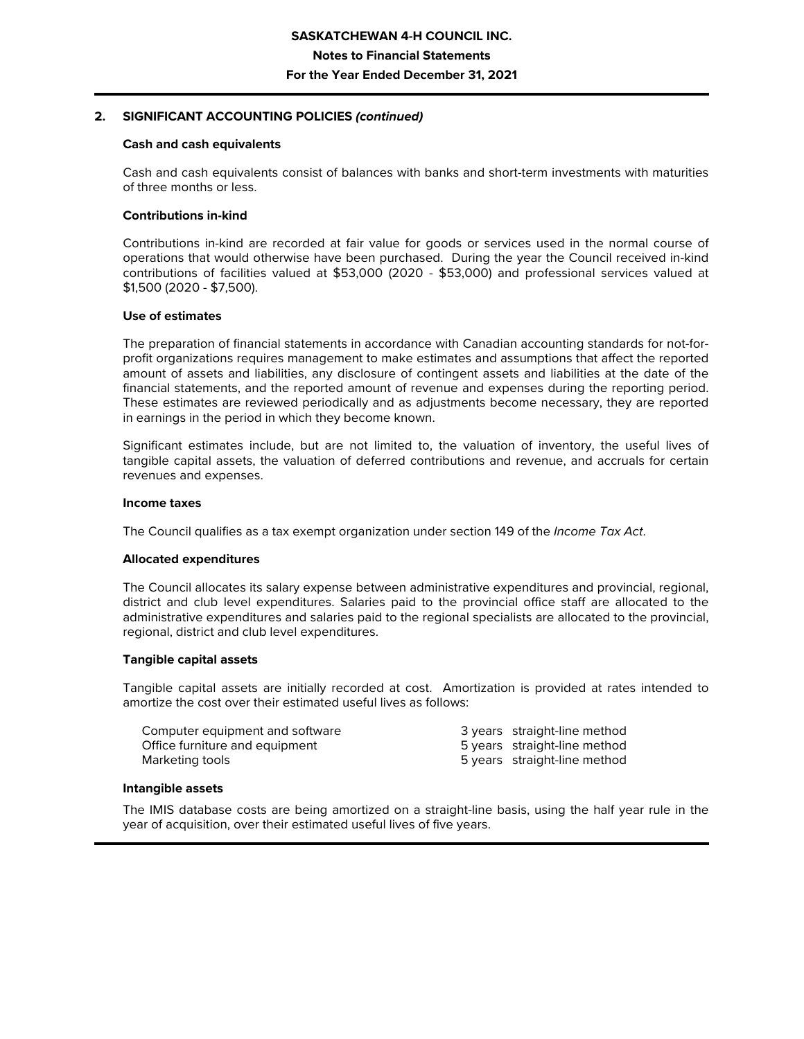## 2. SIGNIFICANT ACCOUNTING POLICIES *(continued)*

### Cash and cash equivalents

Cash and cash equivalents consist of balances with banks and short-term investments with maturities of three months or less.

### Contributions in-kind

Contributions in-kind are recorded at fair value for goods or services used in the normal course of operations that would otherwise have been purchased. During the year the Council received in-kind contributions of facilities valued at $53,000 (2020 - $53,000) and professional services valued at $1,500 (2020 - $7,500).

### Use of estimates

The preparation of financial statements in accordance with Canadian accounting standards for not-for-profit organizations requires management to make estimates and assumptions that affect the reported amount of assets and liabilities, any disclosure of contingent assets and liabilities at the date of the financial statements, and the reported amount of revenue and expenses during the reporting period. These estimates are reviewed periodically and as adjustments become necessary, they are reported in earnings in the period in which they become known.

Significant estimates include, but are not limited to, the valuation of inventory, the useful lives of tangible capital assets, the valuation of deferred contributions and revenue, and accruals for certain revenues and expenses.

### Income taxes

The Council qualifies as a tax exempt organization under section 149 of the *Income Tax Act*.

### Allocated expenditures

The Council allocates its salary expense between administrative expenditures and provincial, regional, district and club level expenditures. Salaries paid to the provincial office staff are allocated to the administrative expenditures and salaries paid to the regional specialists are allocated to the provincial, regional, district and club level expenditures.

### Tangible capital assets

Tangible capital assets are initially recorded at cost. Amortization is provided at rates intended to amortize the cost over their estimated useful lives as follows:

| | | |
|---|---|---|
| Computer equipment and software | 3 years | straight-line method |
| Office furniture and equipment | 5 years | straight-line method |
| Marketing tools | 5 years | straight-line method |

### Intangible assets

The IMIS database costs are being amortized on a straight-line basis, using the half year rule in the year of acquisition, over their estimated useful lives of five years.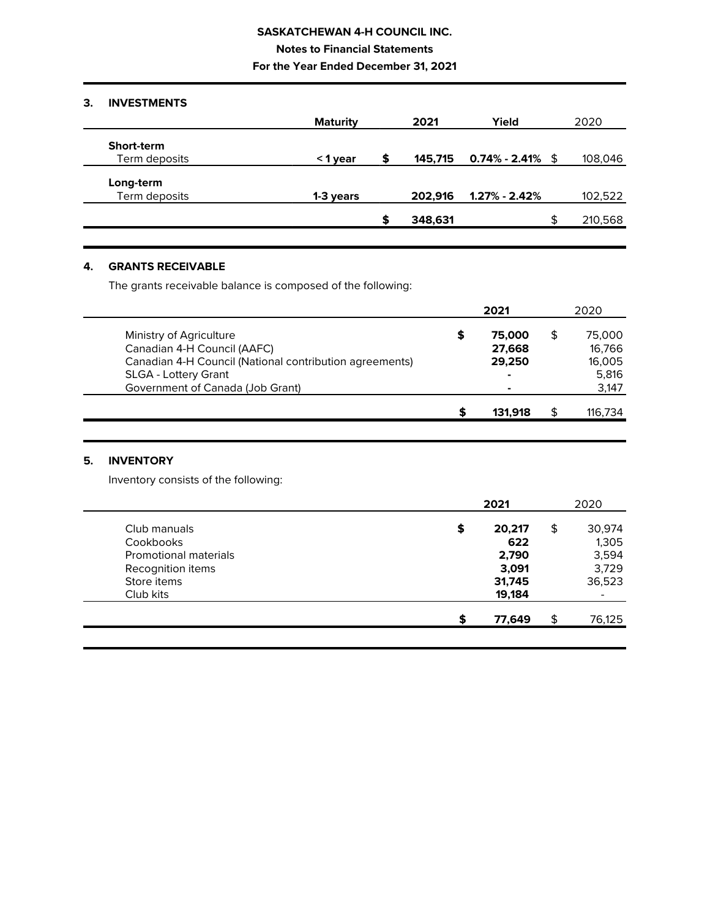**SASKATCHEWAN 4-H COUNCIL INC.**

**Notes to Financial Statements**

**For the Year Ended December 31, 2021**

## 3. INVESTMENTS

| | Maturity | 2021 | Yield | 2020 |
|---|---|---|---|---|
| **Short-term** | | | | |
| Term deposits | **< 1 year** | **$ 145,715** | **0.74% - 2.41%** | $ 108,046 |
| **Long-term** | | | | |
| Term deposits | **1-3 years** | **202,916** | **1.27% - 2.42%** | 102,522 |
| | | **$ 348,631** | | $ 210,568 |

## 4. GRANTS RECEIVABLE

The grants receivable balance is composed of the following:

| | 2021 | 2020 |
|---|---|---|
| Ministry of Agriculture | **$ 75,000** | $ 75,000 |
| Canadian 4-H Council (AAFC) | **27,668** | 16,766 |
| Canadian 4-H Council (National contribution agreements) | **29,250** | 16,005 |
| SLGA - Lottery Grant | **-** | 5,816 |
| Government of Canada (Job Grant) | **-** | 3,147 |
| | **$ 131,918** | $ 116,734 |

## 5. INVENTORY

Inventory consists of the following:

| | 2021 | 2020 |
|---|---|---|
| Club manuals | **$ 20,217** | $ 30,974 |
| Cookbooks | **622** | 1,305 |
| Promotional materials | **2,790** | 3,594 |
| Recognition items | **3,091** | 3,729 |
| Store items | **31,745** | 36,523 |
| Club kits | **19,184** | - |
| | **$ 77,649** | $ 76,125 |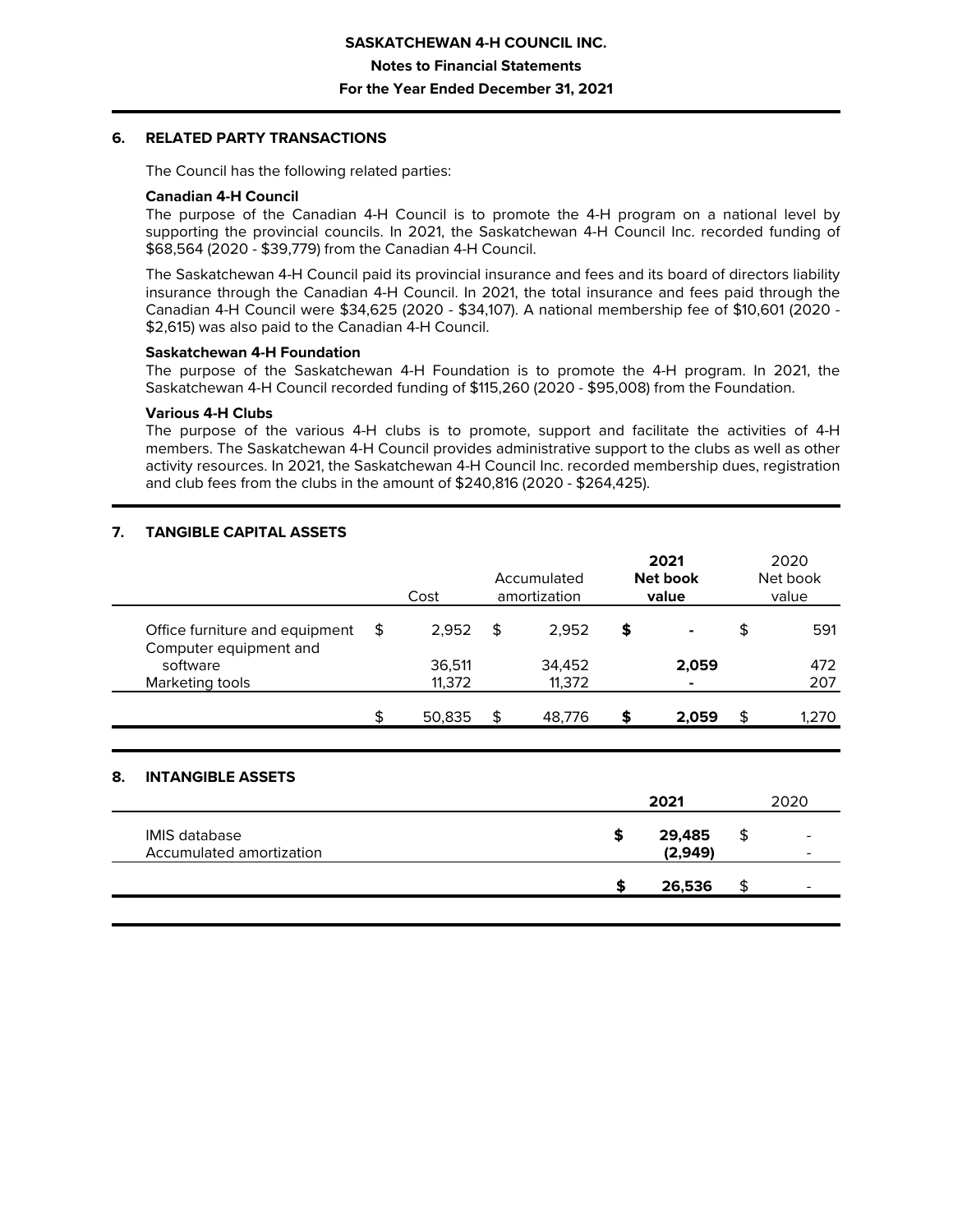## 6. RELATED PARTY TRANSACTIONS

The Council has the following related parties:

**Canadian 4-H Council**

The purpose of the Canadian 4-H Council is to promote the 4-H program on a national level by supporting the provincial councils. In 2021, the Saskatchewan 4-H Council Inc. recorded funding of $68,564 (2020 - $39,779) from the Canadian 4-H Council.

The Saskatchewan 4-H Council paid its provincial insurance and fees and its board of directors liability insurance through the Canadian 4-H Council. In 2021, the total insurance and fees paid through the Canadian 4-H Council were $34,625 (2020 - $34,107). A national membership fee of $10,601 (2020 - $2,615) was also paid to the Canadian 4-H Council.

**Saskatchewan 4-H Foundation**

The purpose of the Saskatchewan 4-H Foundation is to promote the 4-H program. In 2021, the Saskatchewan 4-H Council recorded funding of $115,260 (2020 - $95,008) from the Foundation.

**Various 4-H Clubs**

The purpose of the various 4-H clubs is to promote, support and facilitate the activities of 4-H members. The Saskatchewan 4-H Council provides administrative support to the clubs as well as other activity resources. In 2021, the Saskatchewan 4-H Council Inc. recorded membership dues, registration and club fees from the clubs in the amount of $240,816 (2020 - $264,425).

## 7. TANGIBLE CAPITAL ASSETS

| | Cost | Accumulated amortization | **2021 Net book value** | 2020 Net book value |
|---|---|---|---|---|
| Office furniture and equipment | $ 2,952 | $ 2,952 | **$ -** | $ 591 |
| Computer equipment and software | 36,511 | 34,452 | **2,059** | 472 |
| Marketing tools | 11,372 | 11,372 | **-** | 207 |
| | $ 50,835 | $ 48,776 | **$ 2,059** | $ 1,270 |

## 8. INTANGIBLE ASSETS

| | **2021** | 2020 |
|---|---|---|
| IMIS database | **$ 29,485** | $ - |
| Accumulated amortization | **(2,949)** | - |
| | **$ 26,536** | $ - |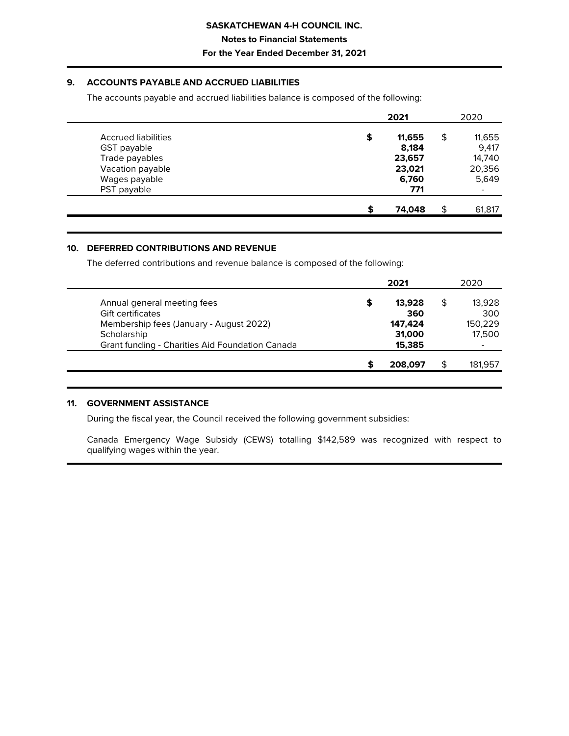## 9. ACCOUNTS PAYABLE AND ACCRUED LIABILITIES

The accounts payable and accrued liabilities balance is composed of the following:

| | 2021 | 2020 |
|---|---|---|
| Accrued liabilities | $ **11,655** | $ 11,655 |
| GST payable | **8,184** | 9,417 |
| Trade payables | **23,657** | 14,740 |
| Vacation payable | **23,021** | 20,356 |
| Wages payable | **6,760** | 5,649 |
| PST payable | **771** | - |
| | $ **74,048** | $ 61,817 |

## 10. DEFERRED CONTRIBUTIONS AND REVENUE

The deferred contributions and revenue balance is composed of the following:

| | 2021 | 2020 |
|---|---|---|
| Annual general meeting fees | $ **13,928** | $ 13,928 |
| Gift certificates | **360** | 300 |
| Membership fees (January - August 2022) | **147,424** | 150,229 |
| Scholarship | **31,000** | 17,500 |
| Grant funding - Charities Aid Foundation Canada | **15,385** | - |
| | $ **208,097** | $ 181,957 |

## 11. GOVERNMENT ASSISTANCE

During the fiscal year, the Council received the following government subsidies:

Canada Emergency Wage Subsidy (CEWS) totalling $142,589 was recognized with respect to qualifying wages within the year.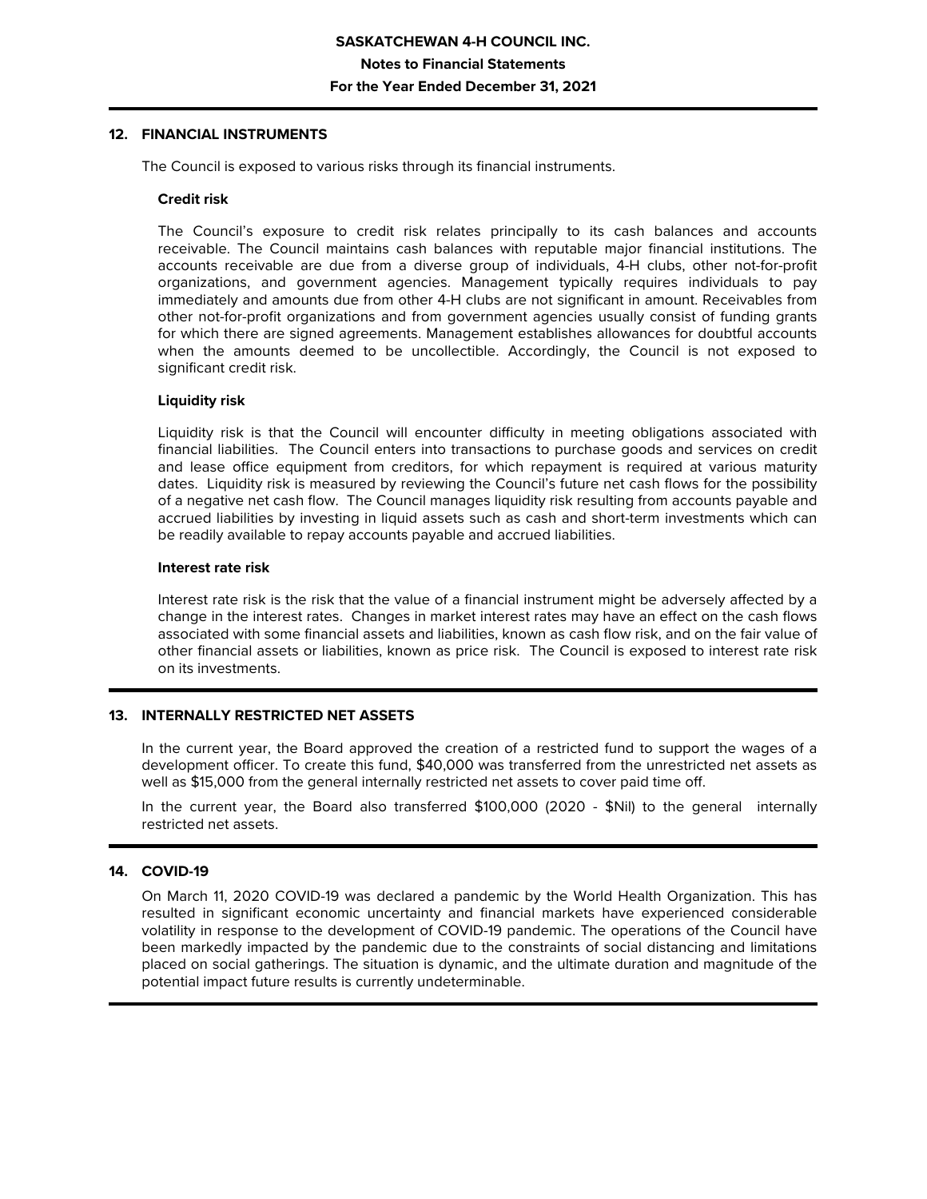## 12. FINANCIAL INSTRUMENTS

The Council is exposed to various risks through its financial instruments.

### Credit risk

The Council's exposure to credit risk relates principally to its cash balances and accounts receivable. The Council maintains cash balances with reputable major financial institutions. The accounts receivable are due from a diverse group of individuals, 4-H clubs, other not-for-profit organizations, and government agencies. Management typically requires individuals to pay immediately and amounts due from other 4-H clubs are not significant in amount. Receivables from other not-for-profit organizations and from government agencies usually consist of funding grants for which there are signed agreements. Management establishes allowances for doubtful accounts when the amounts deemed to be uncollectible. Accordingly, the Council is not exposed to significant credit risk.

### Liquidity risk

Liquidity risk is that the Council will encounter difficulty in meeting obligations associated with financial liabilities. The Council enters into transactions to purchase goods and services on credit and lease office equipment from creditors, for which repayment is required at various maturity dates. Liquidity risk is measured by reviewing the Council's future net cash flows for the possibility of a negative net cash flow. The Council manages liquidity risk resulting from accounts payable and accrued liabilities by investing in liquid assets such as cash and short-term investments which can be readily available to repay accounts payable and accrued liabilities.

### Interest rate risk

Interest rate risk is the risk that the value of a financial instrument might be adversely affected by a change in the interest rates. Changes in market interest rates may have an effect on the cash flows associated with some financial assets and liabilities, known as cash flow risk, and on the fair value of other financial assets or liabilities, known as price risk. The Council is exposed to interest rate risk on its investments.

## 13. INTERNALLY RESTRICTED NET ASSETS

In the current year, the Board approved the creation of a restricted fund to support the wages of a development officer. To create this fund, $40,000 was transferred from the unrestricted net assets as well as $15,000 from the general internally restricted net assets to cover paid time off.

In the current year, the Board also transferred $100,000 (2020 - $Nil) to the general internally restricted net assets.

## 14. COVID-19

On March 11, 2020 COVID-19 was declared a pandemic by the World Health Organization. This has resulted in significant economic uncertainty and financial markets have experienced considerable volatility in response to the development of COVID-19 pandemic. The operations of the Council have been markedly impacted by the pandemic due to the constraints of social distancing and limitations placed on social gatherings. The situation is dynamic, and the ultimate duration and magnitude of the potential impact future results is currently undeterminable.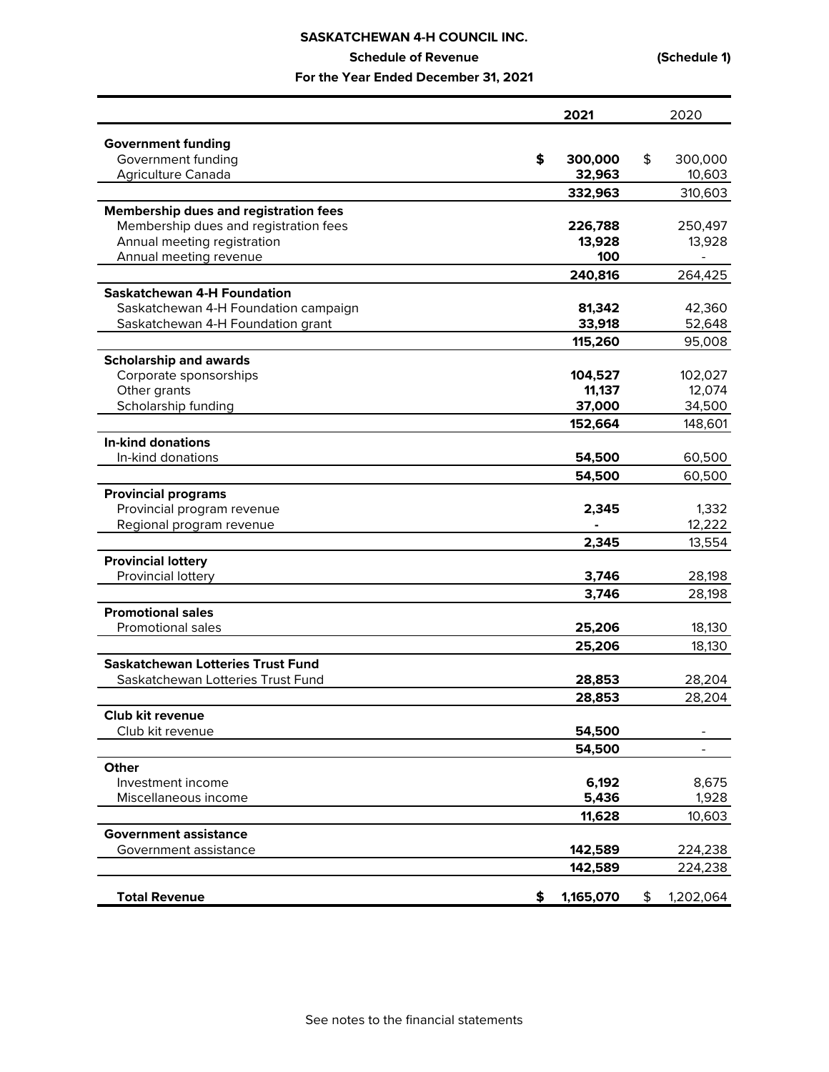# SASKATCHEWAN 4-H COUNCIL INC.

## Schedule of Revenue (Schedule 1)

### For the Year Ended December 31, 2021

| | 2021 | 2020 |
|---|---|---|
| **Government funding** | | |
| Government funding | $ 300,000 | $ 300,000 |
| Agriculture Canada | 32,963 | 10,603 |
| | 332,963 | 310,603 |
| **Membership dues and registration fees** | | |
| Membership dues and registration fees | 226,788 | 250,497 |
| Annual meeting registration | 13,928 | 13,928 |
| Annual meeting revenue | 100 | - |
| | 240,816 | 264,425 |
| **Saskatchewan 4-H Foundation** | | |
| Saskatchewan 4-H Foundation campaign | 81,342 | 42,360 |
| Saskatchewan 4-H Foundation grant | 33,918 | 52,648 |
| | 115,260 | 95,008 |
| **Scholarship and awards** | | |
| Corporate sponsorships | 104,527 | 102,027 |
| Other grants | 11,137 | 12,074 |
| Scholarship funding | 37,000 | 34,500 |
| | 152,664 | 148,601 |
| **In-kind donations** | | |
| In-kind donations | 54,500 | 60,500 |
| | 54,500 | 60,500 |
| **Provincial programs** | | |
| Provincial program revenue | 2,345 | 1,332 |
| Regional program revenue | - | 12,222 |
| | 2,345 | 13,554 |
| **Provincial lottery** | | |
| Provincial lottery | 3,746 | 28,198 |
| | 3,746 | 28,198 |
| **Promotional sales** | | |
| Promotional sales | 25,206 | 18,130 |
| | 25,206 | 18,130 |
| **Saskatchewan Lotteries Trust Fund** | | |
| Saskatchewan Lotteries Trust Fund | 28,853 | 28,204 |
| | 28,853 | 28,204 |
| **Club kit revenue** | | |
| Club kit revenue | 54,500 | - |
| | 54,500 | - |
| **Other** | | |
| Investment income | 6,192 | 8,675 |
| Miscellaneous income | 5,436 | 1,928 |
| | 11,628 | 10,603 |
| **Government assistance** | | |
| Government assistance | 142,589 | 224,238 |
| | 142,589 | 224,238 |
| **Total Revenue** | $ 1,165,070 | $ 1,202,064 |

See notes to the financial statements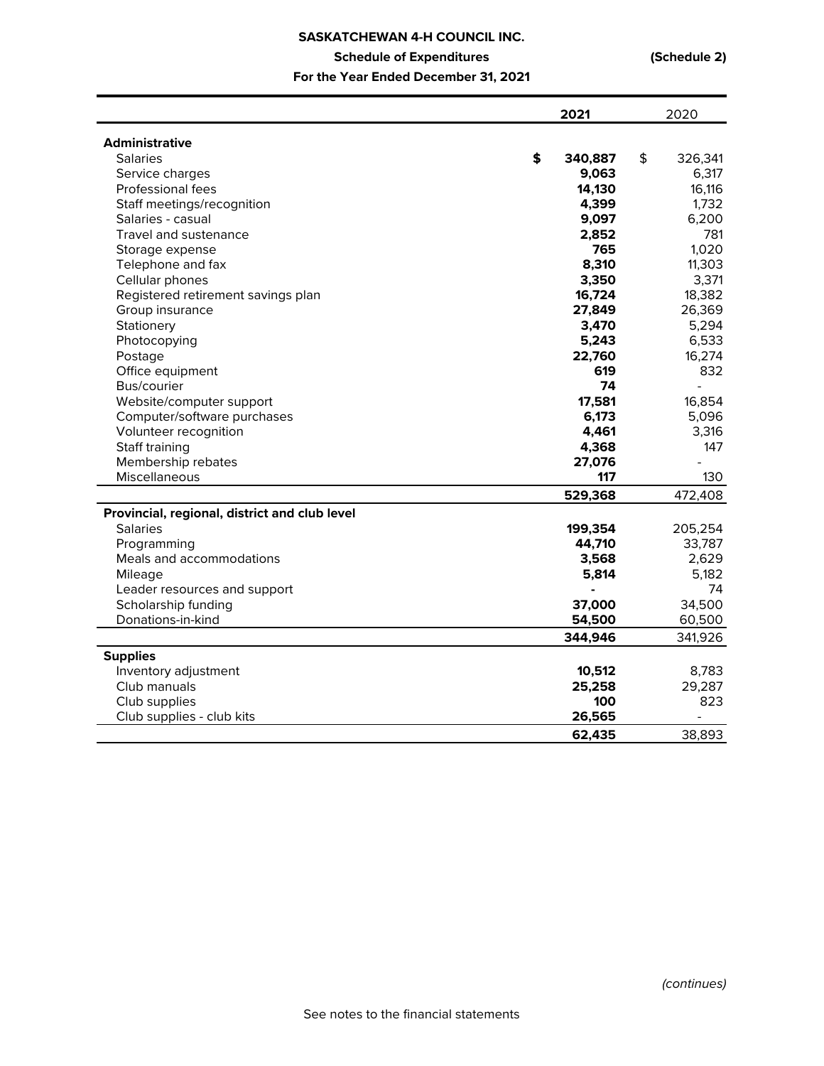**SASKATCHEWAN 4-H COUNCIL INC.**

**Schedule of Expenditures** **(Schedule 2)**

**For the Year Ended December 31, 2021**

| | **2021** | 2020 |
|---|---|---|
| **Administrative** | | |
| Salaries | **$ 340,887** | $ 326,341 |
| Service charges | **9,063** | 6,317 |
| Professional fees | **14,130** | 16,116 |
| Staff meetings/recognition | **4,399** | 1,732 |
| Salaries - casual | **9,097** | 6,200 |
| Travel and sustenance | **2,852** | 781 |
| Storage expense | **765** | 1,020 |
| Telephone and fax | **8,310** | 11,303 |
| Cellular phones | **3,350** | 3,371 |
| Registered retirement savings plan | **16,724** | 18,382 |
| Group insurance | **27,849** | 26,369 |
| Stationery | **3,470** | 5,294 |
| Photocopying | **5,243** | 6,533 |
| Postage | **22,760** | 16,274 |
| Office equipment | **619** | 832 |
| Bus/courier | **74** | - |
| Website/computer support | **17,581** | 16,854 |
| Computer/software purchases | **6,173** | 5,096 |
| Volunteer recognition | **4,461** | 3,316 |
| Staff training | **4,368** | 147 |
| Membership rebates | **27,076** | - |
| Miscellaneous | **117** | 130 |
| | **529,368** | 472,408 |
| **Provincial, regional, district and club level** | | |
| Salaries | **199,354** | 205,254 |
| Programming | **44,710** | 33,787 |
| Meals and accommodations | **3,568** | 2,629 |
| Mileage | **5,814** | 5,182 |
| Leader resources and support | **-** | 74 |
| Scholarship funding | **37,000** | 34,500 |
| Donations-in-kind | **54,500** | 60,500 |
| | **344,946** | 341,926 |
| **Supplies** | | |
| Inventory adjustment | **10,512** | 8,783 |
| Club manuals | **25,258** | 29,287 |
| Club supplies | **100** | 823 |
| Club supplies - club kits | **26,565** | - |
| | **62,435** | 38,893 |

*(continues)*

See notes to the financial statements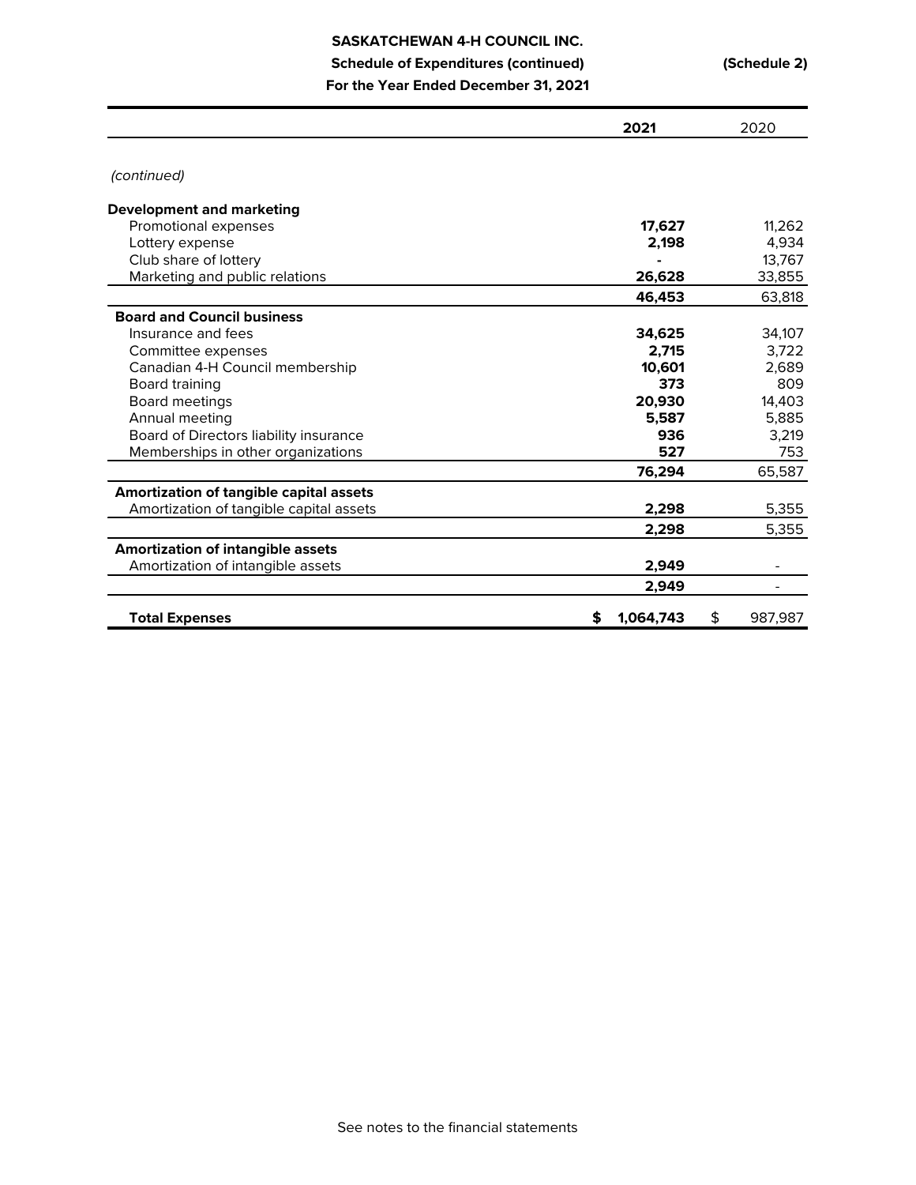**SASKATCHEWAN 4-H COUNCIL INC.**

**Schedule of Expenditures (continued)** **(Schedule 2)**

**For the Year Ended December 31, 2021**

| | **2021** | 2020 |
|---|---|---|
| *(continued)* | | |
| **Development and marketing** | | |
| Promotional expenses | **17,627** | 11,262 |
| Lottery expense | **2,198** | 4,934 |
| Club share of lottery | **-** | 13,767 |
| Marketing and public relations | **26,628** | 33,855 |
| | **46,453** | 63,818 |
| **Board and Council business** | | |
| Insurance and fees | **34,625** | 34,107 |
| Committee expenses | **2,715** | 3,722 |
| Canadian 4-H Council membership | **10,601** | 2,689 |
| Board training | **373** | 809 |
| Board meetings | **20,930** | 14,403 |
| Annual meeting | **5,587** | 5,885 |
| Board of Directors liability insurance | **936** | 3,219 |
| Memberships in other organizations | **527** | 753 |
| | **76,294** | 65,587 |
| **Amortization of tangible capital assets** | | |
| Amortization of tangible capital assets | **2,298** | 5,355 |
| | **2,298** | 5,355 |
| **Amortization of intangible assets** | | |
| Amortization of intangible assets | **2,949** | - |
| | **2,949** | - |
| **Total Expenses** | **$ 1,064,743** | $ 987,987 |

See notes to the financial statements